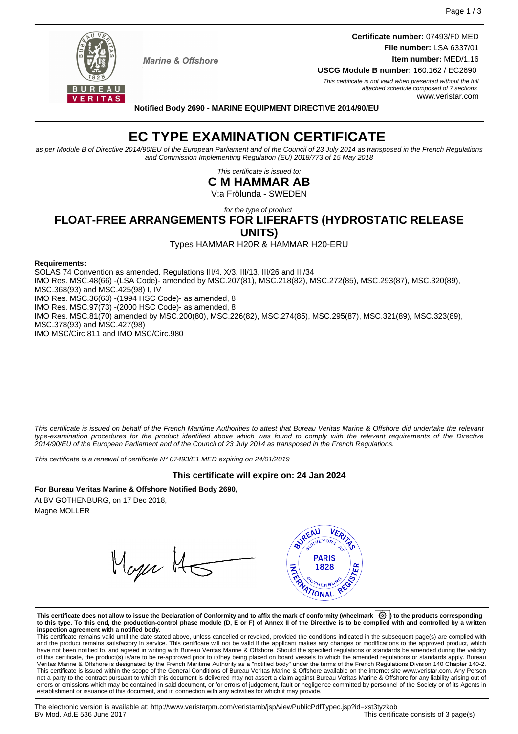Marine & Offshore

**Certificate number:** 07493/F0 MED
**File number:** LSA 6337/01
**Item number:** MED/1.16
**USCG Module B number:** 160.162 / EC2690

*This certificate is not valid when presented without the full attached schedule composed of 7 sections*

www.veristar.com

**Notified Body 2690 - MARINE EQUIPMENT DIRECTIVE 2014/90/EU**

# EC TYPE EXAMINATION CERTIFICATE

*as per Module B of Directive 2014/90/EU of the European Parliament and of the Council of 23 July 2014 as transposed in the French Regulations and Commission Implementing Regulation (EU) 2018/773 of 15 May 2018*

*This certificate is issued to:*

## C M HAMMAR AB

V:a Frölunda - SWEDEN

*for the type of product*

## FLOAT-FREE ARRANGEMENTS FOR LIFERAFTS (HYDROSTATIC RELEASE UNITS)

Types HAMMAR H20R & HAMMAR H20-ERU

**Requirements:**

SOLAS 74 Convention as amended, Regulations III/4, X/3, III/13, III/26 and III/34
IMO Res. MSC.48(66) -(LSA Code)- amended by MSC.207(81), MSC.218(82), MSC.272(85), MSC.293(87), MSC.320(89), MSC.368(93) and MSC.425(98) I, IV
IMO Res. MSC.36(63) -(1994 HSC Code)- as amended, 8
IMO Res. MSC.97(73) -(2000 HSC Code)- as amended, 8
IMO Res. MSC.81(70) amended by MSC.200(80), MSC.226(82), MSC.274(85), MSC.295(87), MSC.321(89), MSC.323(89), MSC.378(93) and MSC.427(98)
IMO MSC/Circ.811 and IMO MSC/Circ.980

*This certificate is issued on behalf of the French Maritime Authorities to attest that Bureau Veritas Marine & Offshore did undertake the relevant type-examination procedures for the product identified above which was found to comply with the relevant requirements of the Directive 2014/90/EU of the European Parliament and of the Council of 23 July 2014 as transposed in the French Regulations.*

*This certificate is a renewal of certificate N° 07493/E1 MED expiring on 24/01/2019*

**This certificate will expire on: 24 Jan 2024**

**For Bureau Veritas Marine & Offshore Notified Body 2690,**

At BV GOTHENBURG, on 17 Dec 2018,

Magne MOLLER

**This certificate does not allow to issue the Declaration of Conformity and to affix the mark of conformity (wheelmark) to the products corresponding to this type. To this end, the production-control phase module (D, E or F) of Annex II of the Directive is to be complied with and controlled by a written inspection agreement with a notified body.**

This certificate remains valid until the date stated above, unless cancelled or revoked, provided the conditions indicated in the subsequent page(s) are complied with and the product remains satisfactory in service. This certificate will not be valid if the applicant makes any changes or modifications to the approved product, which have not been notified to, and agreed in writing with Bureau Veritas Marine & Offshore. Should the specified regulations or standards be amended during the validity of this certificate, the product(s) is/are to be re-approved prior to it/they being placed on board vessels to which the amended regulations or standards apply. Bureau Veritas Marine & Offshore is designated by the French Maritime Authority as a "notified body" under the terms of the French Regulations Division 140 Chapter 140-2. This certificate is issued within the scope of the General Conditions of Bureau Veritas Marine & Offshore available on the internet site www.veristar.com. Any Person not a party to the contract pursuant to which this document is delivered may not assert a claim against Bureau Veritas Marine & Offshore for any liability arising out of errors or omissions which may be contained in said document, or for errors of judgement, fault or negligence committed by personnel of the Society or of its Agents in establishment or issuance of this document, and in connection with any activities for which it may provide.

The electronic version is available at: http://www.veristarpm.com/veristarnb/jsp/viewPublicPdfTypec.jsp?id=xst3tyzkob
BV Mod. Ad.E 536 June 2017

This certificate consists of 3 page(s)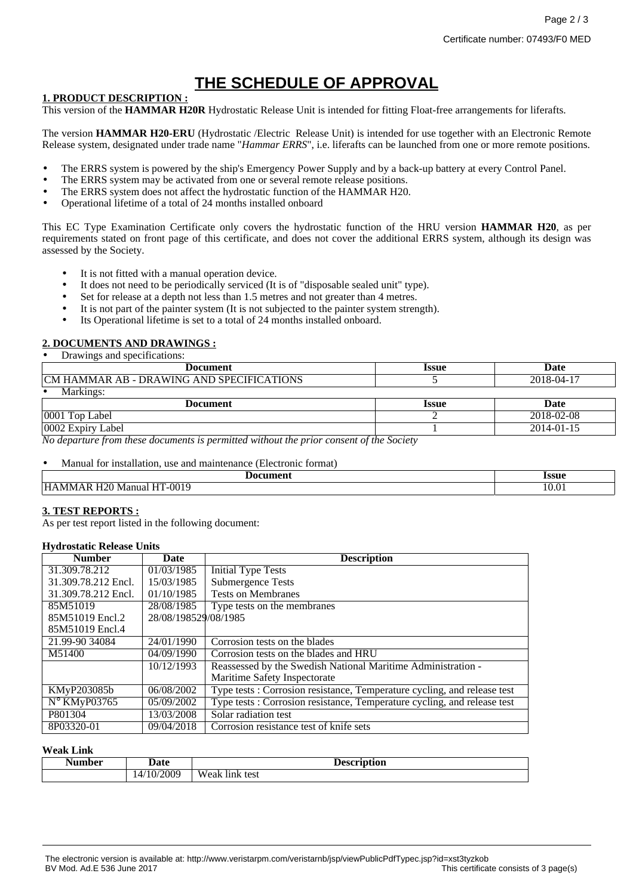Certificate number: 07493/F0 MED

# THE SCHEDULE OF APPROVAL

## 1. PRODUCT DESCRIPTION :

This version of the **HAMMAR H20R** Hydrostatic Release Unit is intended for fitting Float-free arrangements for liferafts.

The version **HAMMAR H20-ERU** (Hydrostatic /Electric Release Unit) is intended for use together with an Electronic Remote Release system, designated under trade name "*Hammar ERRS*", i.e. liferafts can be launched from one or more remote positions.

- The ERRS system is powered by the ship's Emergency Power Supply and by a back-up battery at every Control Panel.
- The ERRS system may be activated from one or several remote release positions.
- The ERRS system does not affect the hydrostatic function of the HAMMAR H20.
- Operational lifetime of a total of 24 months installed onboard

This EC Type Examination Certificate only covers the hydrostatic function of the HRU version **HAMMAR H20**, as per requirements stated on front page of this certificate, and does not cover the additional ERRS system, although its design was assessed by the Society.

- It is not fitted with a manual operation device.
- It does not need to be periodically serviced (It is of "disposable sealed unit" type).
- Set for release at a depth not less than 1.5 metres and not greater than 4 metres.
- It is not part of the painter system (It is not subjected to the painter system strength).
- Its Operational lifetime is set to a total of 24 months installed onboard.

## 2. DOCUMENTS AND DRAWINGS :

- Drawings and specifications:

| Document | Issue | Date |
|---|---|---|
| CM HAMMAR AB - DRAWING AND SPECIFICATIONS | 5 | 2018-04-17 |

- Markings:

| Document | Issue | Date |
|---|---|---|
| 0001 Top Label | 2 | 2018-02-08 |
| 0002 Expiry Label | 1 | 2014-01-15 |

*No departure from these documents is permitted without the prior consent of the Society*

- Manual for installation, use and maintenance (Electronic format)

| Document | Issue |
|---|---|
| HAMMAR H20 Manual HT-0019 | 10.01 |

## 3. TEST REPORTS :

As per test report listed in the following document:

**Hydrostatic Release Units**

| Number | Date | Description |
|---|---|---|
| 31.309.78.212 | 01/03/1985 | Initial Type Tests |
| 31.309.78.212 Encl. | 15/03/1985 | Submergence Tests |
| 31.309.78.212 Encl. | 01/10/1985 | Tests on Membranes |
| 85M51019<br>85M51019 Encl.2<br>85M51019 Encl.4 | 28/08/1985<br>28/08/198529/08/1985 | Type tests on the membranes |
| 21.99-90 34084 | 24/01/1990 | Corrosion tests on the blades |
| M51400 | 04/09/1990 | Corrosion tests on the blades and HRU |
| | 10/12/1993 | Reassessed by the Swedish National Maritime Administration - Maritime Safety Inspectorate |
| KMyP203085b | 06/08/2002 | Type tests : Corrosion resistance, Temperature cycling, and release test |
| N° KMyP03765 | 05/09/2002 | Type tests : Corrosion resistance, Temperature cycling, and release test |
| P801304 | 13/03/2008 | Solar radiation test |
| 8P03320-01 | 09/04/2018 | Corrosion resistance test of knife sets |

**Weak Link**

| Number | Date | Description |
|---|---|---|
| | 14/10/2009 | Weak link test |

The electronic version is available at: http://www.veristarpm.com/veristarnb/jsp/viewPublicPdfTypec.jsp?id=xst3tyzkob
BV Mod. Ad.E 536 June 2017 — This certificate consists of 3 page(s)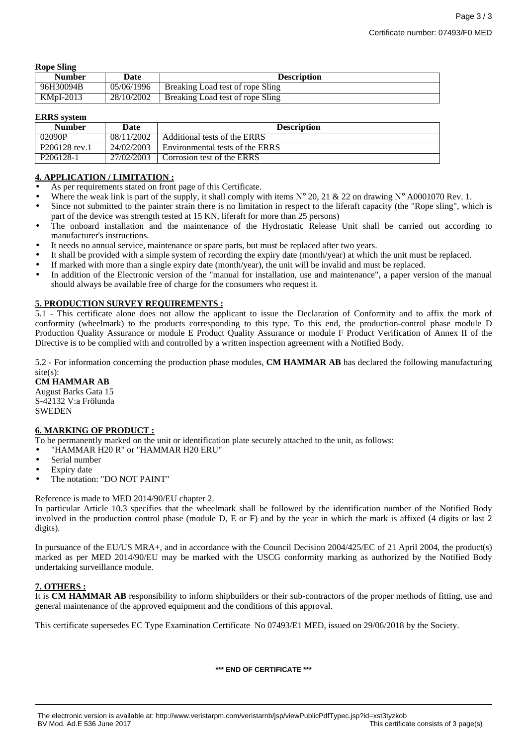**Rope Sling**

| Number | Date | Description |
|---|---|---|
| 96H30094B | 05/06/1996 | Breaking Load test of rope Sling |
| KMpI-2013 | 28/10/2002 | Breaking Load test of rope Sling |

**ERRS system**

| Number | Date | Description |
|---|---|---|
| 02090P | 08/11/2002 | Additional tests of the ERRS |
| P206128 rev.1 | 24/02/2003 | Environmental tests of the ERRS |
| P206128-1 | 27/02/2003 | Corrosion test of the ERRS |

## 4. APPLICATION / LIMITATION :

- As per requirements stated on front page of this Certificate.
- Where the weak link is part of the supply, it shall comply with items N° 20, 21 & 22 on drawing N° A0001070 Rev. 1.
- Since not submitted to the painter strain there is no limitation in respect to the liferaft capacity (the "Rope sling", which is part of the device was strength tested at 15 KN, liferaft for more than 25 persons)
- The onboard installation and the maintenance of the Hydrostatic Release Unit shall be carried out according to manufacturer's instructions.
- It needs no annual service, maintenance or spare parts, but must be replaced after two years.
- It shall be provided with a simple system of recording the expiry date (month/year) at which the unit must be replaced.
- If marked with more than a single expiry date (month/year), the unit will be invalid and must be replaced.
- In addition of the Electronic version of the "manual for installation, use and maintenance", a paper version of the manual should always be available free of charge for the consumers who request it.

## 5. PRODUCTION SURVEY REQUIREMENTS :

5.1 - This certificate alone does not allow the applicant to issue the Declaration of Conformity and to affix the mark of conformity (wheelmark) to the products corresponding to this type. To this end, the production-control phase module D Production Quality Assurance or module E Product Quality Assurance or module F Product Verification of Annex II of the Directive is to be complied with and controlled by a written inspection agreement with a Notified Body.

5.2 - For information concerning the production phase modules, **CM HAMMAR AB** has declared the following manufacturing site(s):

**CM HAMMAR AB**
August Barks Gata 15
S-42132 V:a Frölunda
SWEDEN

## 6. MARKING OF PRODUCT :

To be permanently marked on the unit or identification plate securely attached to the unit, as follows:

- "HAMMAR H20 R" or "HAMMAR H20 ERU"
- Serial number
- Expiry date
- The notation: "DO NOT PAINT"

Reference is made to MED 2014/90/EU chapter 2.
In particular Article 10.3 specifies that the wheelmark shall be followed by the identification number of the Notified Body involved in the production control phase (module D, E or F) and by the year in which the mark is affixed (4 digits or last 2 digits).

In pursuance of the EU/US MRA+, and in accordance with the Council Decision 2004/425/EC of 21 April 2004, the product(s) marked as per MED 2014/90/EU may be marked with the USCG conformity marking as authorized by the Notified Body undertaking surveillance module.

## 7. OTHERS :

It is **CM HAMMAR AB** responsibility to inform shipbuilders or their sub-contractors of the proper methods of fitting, use and general maintenance of the approved equipment and the conditions of this approval.

This certificate supersedes EC Type Examination Certificate No 07493/E1 MED, issued on 29/06/2018 by the Society.

**\*\*\* END OF CERTIFICATE \*\*\***

The electronic version is available at: http://www.veristarpm.com/veristarnb/jsp/viewPublicPdfTypec.jsp?id=xst3tyzkob
BV Mod. Ad.E 536 June 2017 — This certificate consists of 3 page(s)